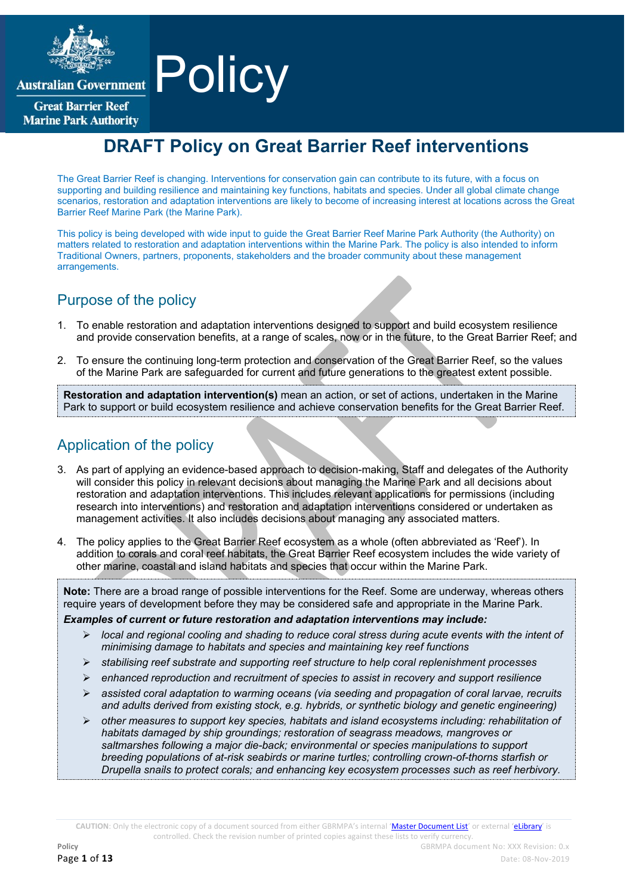Australian Government

Great Barrier Reef Marine Park Authority

# Policy

# DRAFT Policy on Great Barrier Reef interventions

The Great Barrier Reef is changing. Interventions for conservation gain can contribute to its future, with a focus on supporting and building resilience and maintaining key functions, habitats and species. Under all global climate change scenarios, restoration and adaptation interventions are likely to become of increasing interest at locations across the Great Barrier Reef Marine Park (the Marine Park).

This policy is being developed with wide input to guide the Great Barrier Reef Marine Park Authority (the Authority) on matters related to restoration and adaptation interventions within the Marine Park. The policy is also intended to inform Traditional Owners, partners, proponents, stakeholders and the broader community about these management arrangements.

## Purpose of the policy

1. To enable restoration and adaptation interventions designed to support and build ecosystem resilience and provide conservation benefits, at a range of scales, now or in the future, to the Great Barrier Reef; and
2. To ensure the continuing long-term protection and conservation of the Great Barrier Reef, so the values of the Marine Park are safeguarded for current and future generations to the greatest extent possible.

**Restoration and adaptation intervention(s)** mean an action, or set of actions, undertaken in the Marine Park to support or build ecosystem resilience and achieve conservation benefits for the Great Barrier Reef.

## Application of the policy

3. As part of applying an evidence-based approach to decision-making, Staff and delegates of the Authority will consider this policy in relevant decisions about managing the Marine Park and all decisions about restoration and adaptation interventions. This includes relevant applications for permissions (including research into interventions) and restoration and adaptation interventions considered or undertaken as management activities. It also includes decisions about managing any associated matters.
4. The policy applies to the Great Barrier Reef ecosystem as a whole (often abbreviated as 'Reef'). In addition to corals and coral reef habitats, the Great Barrier Reef ecosystem includes the wide variety of other marine, coastal and island habitats and species that occur within the Marine Park.

**Note:** There are a broad range of possible interventions for the Reef. Some are underway, whereas others require years of development before they may be considered safe and appropriate in the Marine Park.

***Examples of current or future restoration and adaptation interventions may include:***

- *local and regional cooling and shading to reduce coral stress during acute events with the intent of minimising damage to habitats and species and maintaining key reef functions*
- *stabilising reef substrate and supporting reef structure to help coral replenishment processes*
- *enhanced reproduction and recruitment of species to assist in recovery and support resilience*
- *assisted coral adaptation to warming oceans (via seeding and propagation of coral larvae, recruits and adults derived from existing stock, e.g. hybrids, or synthetic biology and genetic engineering)*
- *other measures to support key species, habitats and island ecosystems including: rehabilitation of habitats damaged by ship groundings; restoration of seagrass meadows, mangroves or saltmarshes following a major die-back; environmental or species manipulations to support breeding populations of at-risk seabirds or marine turtles; controlling crown-of-thorns starfish or Drupella snails to protect corals; and enhancing key ecosystem processes such as reef herbivory.*

CAUTION: Only the electronic copy of a document sourced from either GBRMPA's internal 'Master Document List' or external 'eLibrary' is controlled. Check the revision number of printed copies against these lists to verify currency.

GBRMPA document No: XXX Revision: 0.x

Date: 08-Nov-2019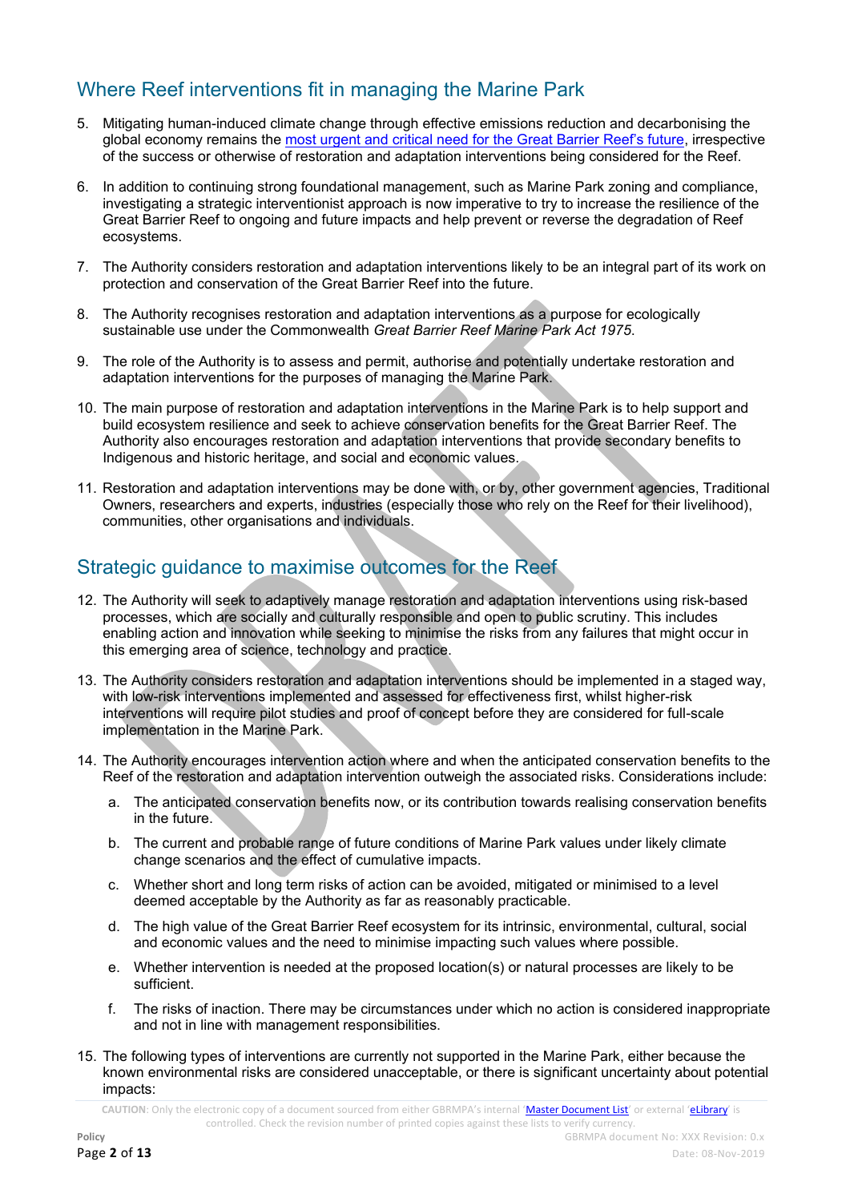## Where Reef interventions fit in managing the Marine Park

5. Mitigating human-induced climate change through effective emissions reduction and decarbonising the global economy remains the [most urgent and critical need for the Great Barrier Reef's future](), irrespective of the success or otherwise of restoration and adaptation interventions being considered for the Reef.

6. In addition to continuing strong foundational management, such as Marine Park zoning and compliance, investigating a strategic interventionist approach is now imperative to try to increase the resilience of the Great Barrier Reef to ongoing and future impacts and help prevent or reverse the degradation of Reef ecosystems.

7. The Authority considers restoration and adaptation interventions likely to be an integral part of its work on protection and conservation of the Great Barrier Reef into the future.

8. The Authority recognises restoration and adaptation interventions as a purpose for ecologically sustainable use under the Commonwealth *Great Barrier Reef Marine Park Act 1975*.

9. The role of the Authority is to assess and permit, authorise and potentially undertake restoration and adaptation interventions for the purposes of managing the Marine Park.

10. The main purpose of restoration and adaptation interventions in the Marine Park is to help support and build ecosystem resilience and seek to achieve conservation benefits for the Great Barrier Reef. The Authority also encourages restoration and adaptation interventions that provide secondary benefits to Indigenous and historic heritage, and social and economic values.

11. Restoration and adaptation interventions may be done with, or by, other government agencies, Traditional Owners, researchers and experts, industries (especially those who rely on the Reef for their livelihood), communities, other organisations and individuals.

## Strategic guidance to maximise outcomes for the Reef

12. The Authority will seek to adaptively manage restoration and adaptation interventions using risk-based processes, which are socially and culturally responsible and open to public scrutiny. This includes enabling action and innovation while seeking to minimise the risks from any failures that might occur in this emerging area of science, technology and practice.

13. The Authority considers restoration and adaptation interventions should be implemented in a staged way, with low-risk interventions implemented and assessed for effectiveness first, whilst higher-risk interventions will require pilot studies and proof of concept before they are considered for full-scale implementation in the Marine Park.

14. The Authority encourages intervention action where and when the anticipated conservation benefits to the Reef of the restoration and adaptation intervention outweigh the associated risks. Considerations include:

    a. The anticipated conservation benefits now, or its contribution towards realising conservation benefits in the future.

    b. The current and probable range of future conditions of Marine Park values under likely climate change scenarios and the effect of cumulative impacts.

    c. Whether short and long term risks of action can be avoided, mitigated or minimised to a level deemed acceptable by the Authority as far as reasonably practicable.

    d. The high value of the Great Barrier Reef ecosystem for its intrinsic, environmental, cultural, social and economic values and the need to minimise impacting such values where possible.

    e. Whether intervention is needed at the proposed location(s) or natural processes are likely to be sufficient.

    f. The risks of inaction. There may be circumstances under which no action is considered inappropriate and not in line with management responsibilities.

15. The following types of interventions are currently not supported in the Marine Park, either because the known environmental risks are considered unacceptable, or there is significant uncertainty about potential impacts: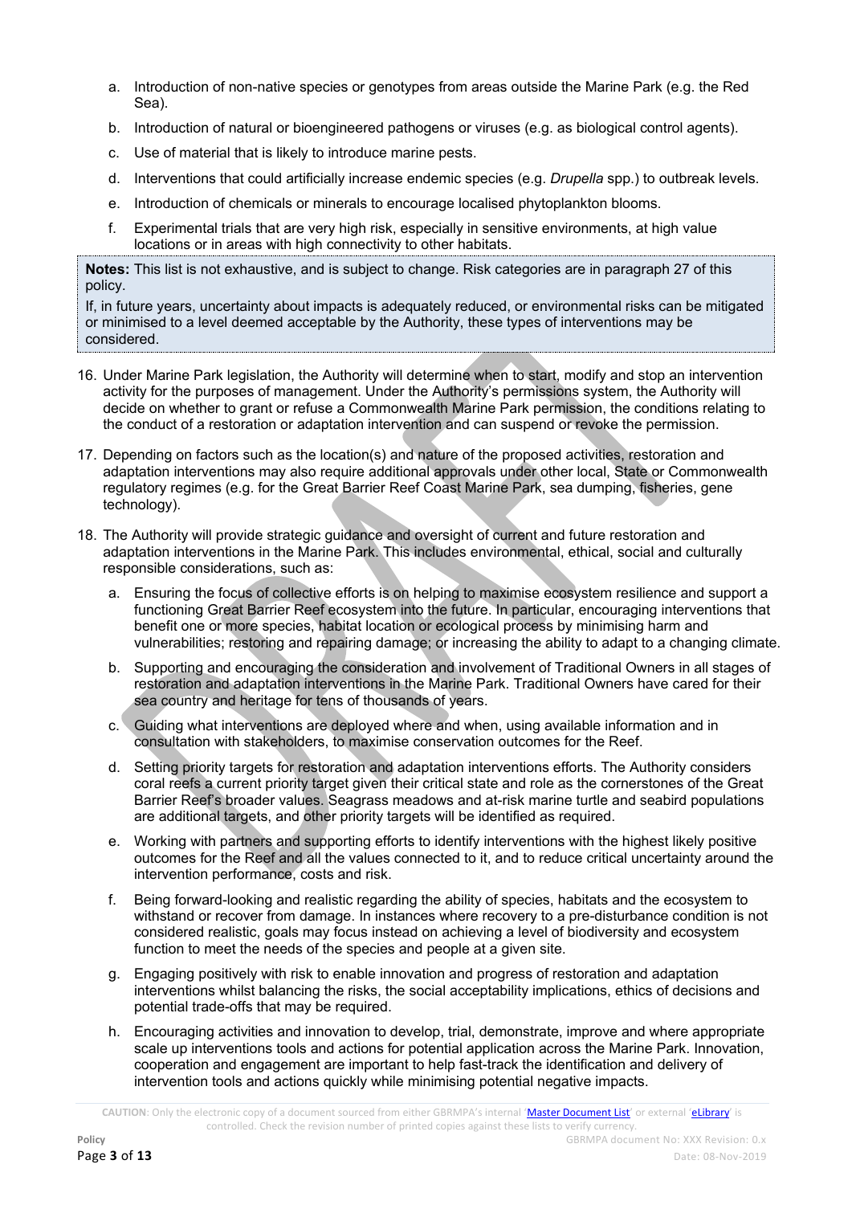a. Introduction of non-native species or genotypes from areas outside the Marine Park (e.g. the Red Sea).

b. Introduction of natural or bioengineered pathogens or viruses (e.g. as biological control agents).

c. Use of material that is likely to introduce marine pests.

d. Interventions that could artificially increase endemic species (e.g. *Drupella* spp.) to outbreak levels.

e. Introduction of chemicals or minerals to encourage localised phytoplankton blooms.

f. Experimental trials that are very high risk, especially in sensitive environments, at high value locations or in areas with high connectivity to other habitats.

**Notes:** This list is not exhaustive, and is subject to change. Risk categories are in paragraph 27 of this policy.

If, in future years, uncertainty about impacts is adequately reduced, or environmental risks can be mitigated or minimised to a level deemed acceptable by the Authority, these types of interventions may be considered.

16. Under Marine Park legislation, the Authority will determine when to start, modify and stop an intervention activity for the purposes of management. Under the Authority's permissions system, the Authority will decide on whether to grant or refuse a Commonwealth Marine Park permission, the conditions relating to the conduct of a restoration or adaptation intervention and can suspend or revoke the permission.

17. Depending on factors such as the location(s) and nature of the proposed activities, restoration and adaptation interventions may also require additional approvals under other local, State or Commonwealth regulatory regimes (e.g. for the Great Barrier Reef Coast Marine Park, sea dumping, fisheries, gene technology).

18. The Authority will provide strategic guidance and oversight of current and future restoration and adaptation interventions in the Marine Park. This includes environmental, ethical, social and culturally responsible considerations, such as:

    a. Ensuring the focus of collective efforts is on helping to maximise ecosystem resilience and support a functioning Great Barrier Reef ecosystem into the future. In particular, encouraging interventions that benefit one or more species, habitat location or ecological process by minimising harm and vulnerabilities; restoring and repairing damage; or increasing the ability to adapt to a changing climate.

    b. Supporting and encouraging the consideration and involvement of Traditional Owners in all stages of restoration and adaptation interventions in the Marine Park. Traditional Owners have cared for their sea country and heritage for tens of thousands of years.

    c. Guiding what interventions are deployed where and when, using available information and in consultation with stakeholders, to maximise conservation outcomes for the Reef.

    d. Setting priority targets for restoration and adaptation interventions efforts. The Authority considers coral reefs a current priority target given their critical state and role as the cornerstones of the Great Barrier Reef's broader values. Seagrass meadows and at-risk marine turtle and seabird populations are additional targets, and other priority targets will be identified as required.

    e. Working with partners and supporting efforts to identify interventions with the highest likely positive outcomes for the Reef and all the values connected to it, and to reduce critical uncertainty around the intervention performance, costs and risk.

    f. Being forward-looking and realistic regarding the ability of species, habitats and the ecosystem to withstand or recover from damage. In instances where recovery to a pre-disturbance condition is not considered realistic, goals may focus instead on achieving a level of biodiversity and ecosystem function to meet the needs of the species and people at a given site.

    g. Engaging positively with risk to enable innovation and progress of restoration and adaptation interventions whilst balancing the risks, the social acceptability implications, ethics of decisions and potential trade-offs that may be required.

    h. Encouraging activities and innovation to develop, trial, demonstrate, improve and where appropriate scale up interventions tools and actions for potential application across the Marine Park. Innovation, cooperation and engagement are important to help fast-track the identification and delivery of intervention tools and actions quickly while minimising potential negative impacts.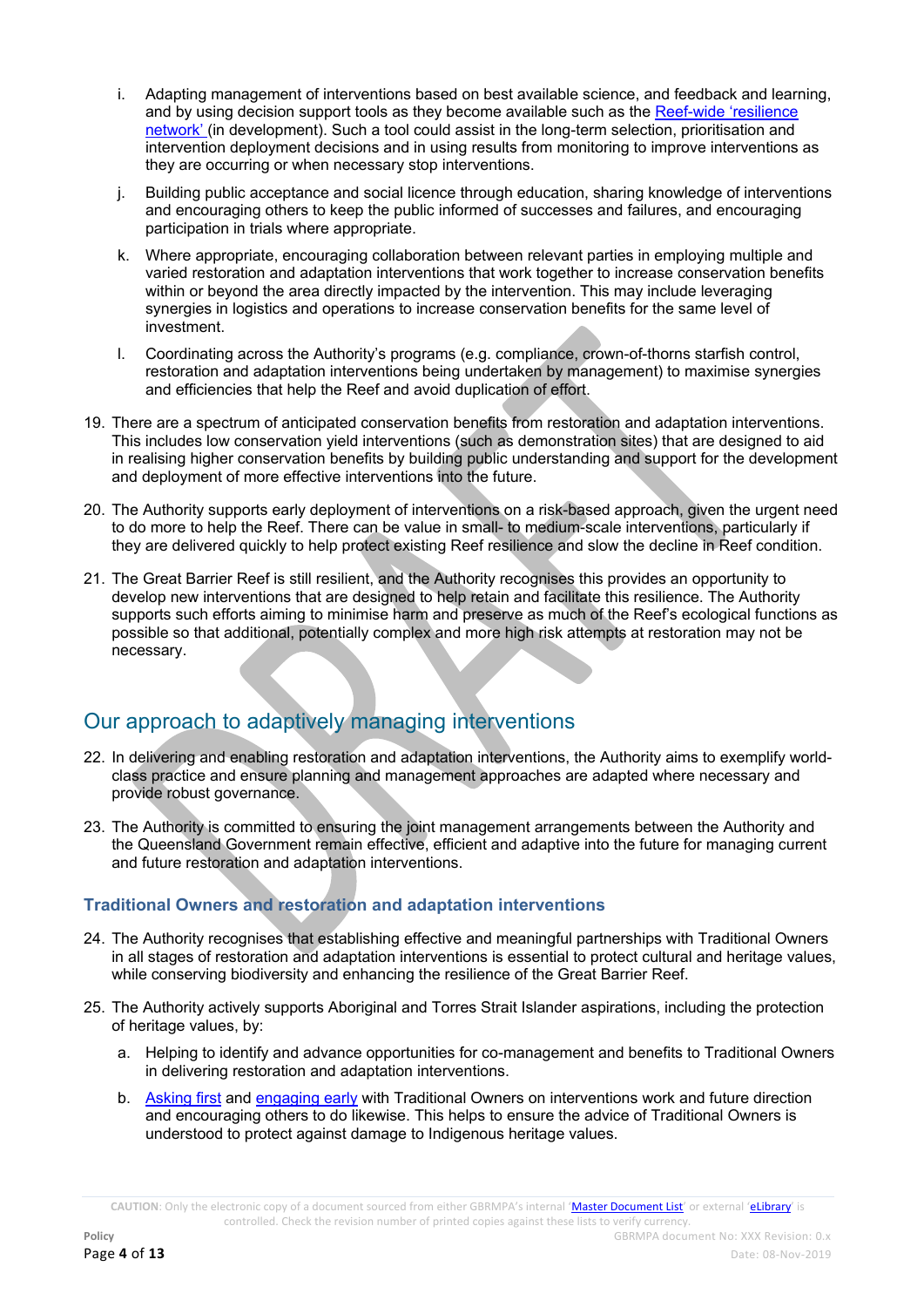i. Adapting management of interventions based on best available science, and feedback and learning, and by using decision support tools as they become available such as the [Reef-wide 'resilience network'](#) (in development). Such a tool could assist in the long-term selection, prioritisation and intervention deployment decisions and in using results from monitoring to improve interventions as they are occurring or when necessary stop interventions.

j. Building public acceptance and social licence through education, sharing knowledge of interventions and encouraging others to keep the public informed of successes and failures, and encouraging participation in trials where appropriate.

k. Where appropriate, encouraging collaboration between relevant parties in employing multiple and varied restoration and adaptation interventions that work together to increase conservation benefits within or beyond the area directly impacted by the intervention. This may include leveraging synergies in logistics and operations to increase conservation benefits for the same level of investment.

l. Coordinating across the Authority's programs (e.g. compliance, crown-of-thorns starfish control, restoration and adaptation interventions being undertaken by management) to maximise synergies and efficiencies that help the Reef and avoid duplication of effort.

19. There are a spectrum of anticipated conservation benefits from restoration and adaptation interventions. This includes low conservation yield interventions (such as demonstration sites) that are designed to aid in realising higher conservation benefits by building public understanding and support for the development and deployment of more effective interventions into the future.

20. The Authority supports early deployment of interventions on a risk-based approach, given the urgent need to do more to help the Reef. There can be value in small- to medium-scale interventions, particularly if they are delivered quickly to help protect existing Reef resilience and slow the decline in Reef condition.

21. The Great Barrier Reef is still resilient, and the Authority recognises this provides an opportunity to develop new interventions that are designed to help retain and facilitate this resilience. The Authority supports such efforts aiming to minimise harm and preserve as much of the Reef's ecological functions as possible so that additional, potentially complex and more high risk attempts at restoration may not be necessary.

## Our approach to adaptively managing interventions

22. In delivering and enabling restoration and adaptation interventions, the Authority aims to exemplify world-class practice and ensure planning and management approaches are adapted where necessary and provide robust governance.

23. The Authority is committed to ensuring the joint management arrangements between the Authority and the Queensland Government remain effective, efficient and adaptive into the future for managing current and future restoration and adaptation interventions.

### Traditional Owners and restoration and adaptation interventions

24. The Authority recognises that establishing effective and meaningful partnerships with Traditional Owners in all stages of restoration and adaptation interventions is essential to protect cultural and heritage values, while conserving biodiversity and enhancing the resilience of the Great Barrier Reef.

25. The Authority actively supports Aboriginal and Torres Strait Islander aspirations, including the protection of heritage values, by:

    a. Helping to identify and advance opportunities for co-management and benefits to Traditional Owners in delivering restoration and adaptation interventions.

    b. [Asking first](#) and [engaging early](#) with Traditional Owners on interventions work and future direction and encouraging others to do likewise. This helps to ensure the advice of Traditional Owners is understood to protect against damage to Indigenous heritage values.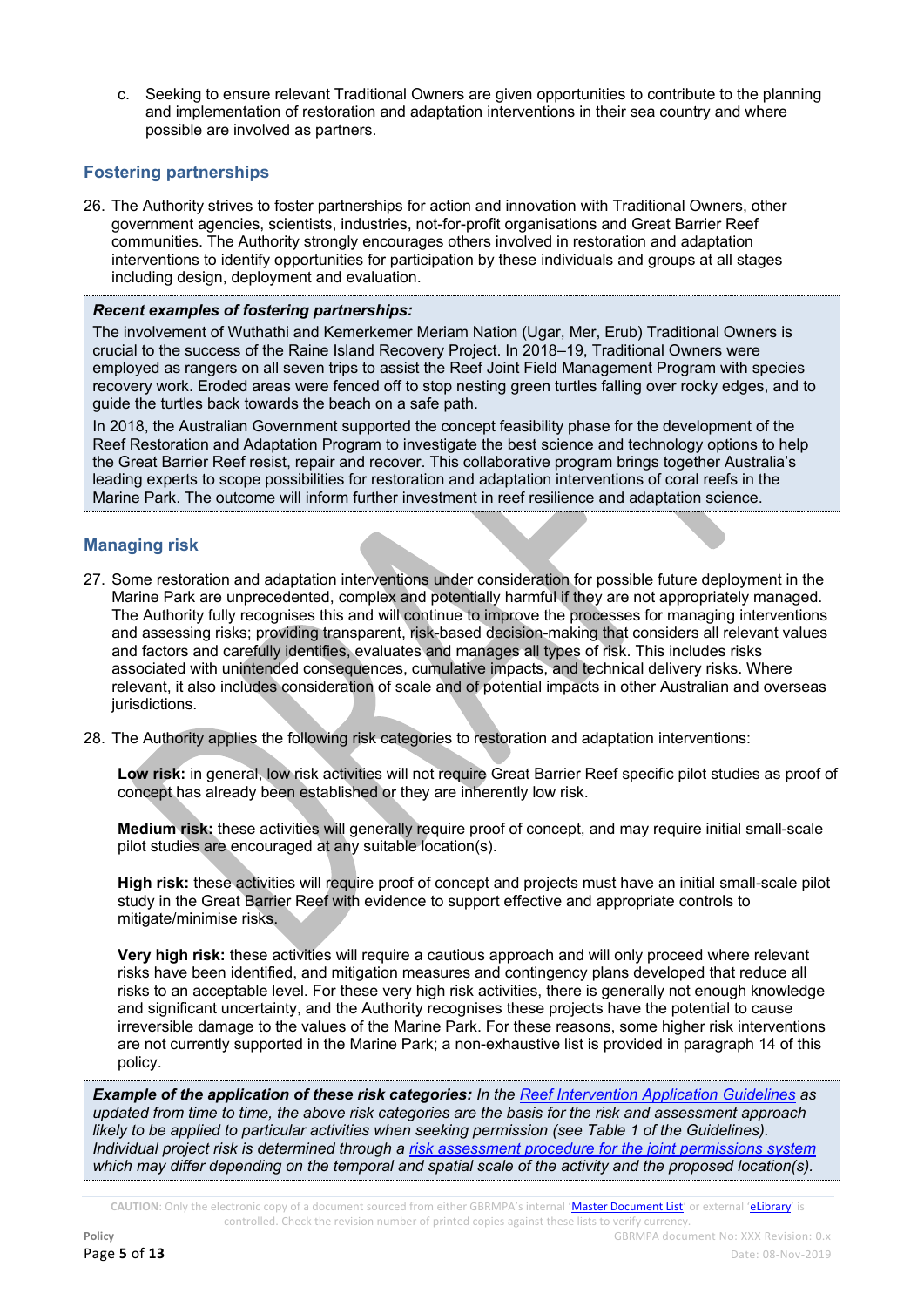c. Seeking to ensure relevant Traditional Owners are given opportunities to contribute to the planning and implementation of restoration and adaptation interventions in their sea country and where possible are involved as partners.

## Fostering partnerships

26. The Authority strives to foster partnerships for action and innovation with Traditional Owners, other government agencies, scientists, industries, not-for-profit organisations and Great Barrier Reef communities. The Authority strongly encourages others involved in restoration and adaptation interventions to identify opportunities for participation by these individuals and groups at all stages including design, deployment and evaluation.

> ***Recent examples of fostering partnerships:***
>
> The involvement of Wuthathi and Kemerkemer Meriam Nation (Ugar, Mer, Erub) Traditional Owners is crucial to the success of the Raine Island Recovery Project. In 2018–19, Traditional Owners were employed as rangers on all seven trips to assist the Reef Joint Field Management Program with species recovery work. Eroded areas were fenced off to stop nesting green turtles falling over rocky edges, and to guide the turtles back towards the beach on a safe path.
>
> In 2018, the Australian Government supported the concept feasibility phase for the development of the Reef Restoration and Adaptation Program to investigate the best science and technology options to help the Great Barrier Reef resist, repair and recover. This collaborative program brings together Australia's leading experts to scope possibilities for restoration and adaptation interventions of coral reefs in the Marine Park. The outcome will inform further investment in reef resilience and adaptation science.

## Managing risk

27. Some restoration and adaptation interventions under consideration for possible future deployment in the Marine Park are unprecedented, complex and potentially harmful if they are not appropriately managed. The Authority fully recognises this and will continue to improve the processes for managing interventions and assessing risks; providing transparent, risk-based decision-making that considers all relevant values and factors and carefully identifies, evaluates and manages all types of risk. This includes risks associated with unintended consequences, cumulative impacts, and technical delivery risks. Where relevant, it also includes consideration of scale and of potential impacts in other Australian and overseas jurisdictions.

28. The Authority applies the following risk categories to restoration and adaptation interventions:

    **Low risk:** in general, low risk activities will not require Great Barrier Reef specific pilot studies as proof of concept has already been established or they are inherently low risk.

    **Medium risk:** these activities will generally require proof of concept, and may require initial small-scale pilot studies are encouraged at any suitable location(s).

    **High risk:** these activities will require proof of concept and projects must have an initial small-scale pilot study in the Great Barrier Reef with evidence to support effective and appropriate controls to mitigate/minimise risks.

    **Very high risk:** these activities will require a cautious approach and will only proceed where relevant risks have been identified, and mitigation measures and contingency plans developed that reduce all risks to an acceptable level. For these very high risk activities, there is generally not enough knowledge and significant uncertainty, and the Authority recognises these projects have the potential to cause irreversible damage to the values of the Marine Park. For these reasons, some higher risk interventions are not currently supported in the Marine Park; a non-exhaustive list is provided in paragraph 14 of this policy.

> ***Example of the application of these risk categories:*** *In the Reef Intervention Application Guidelines as updated from time to time, the above risk categories are the basis for the risk and assessment approach likely to be applied to particular activities when seeking permission (see Table 1 of the Guidelines). Individual project risk is determined through a risk assessment procedure for the joint permissions system which may differ depending on the temporal and spatial scale of the activity and the proposed location(s).*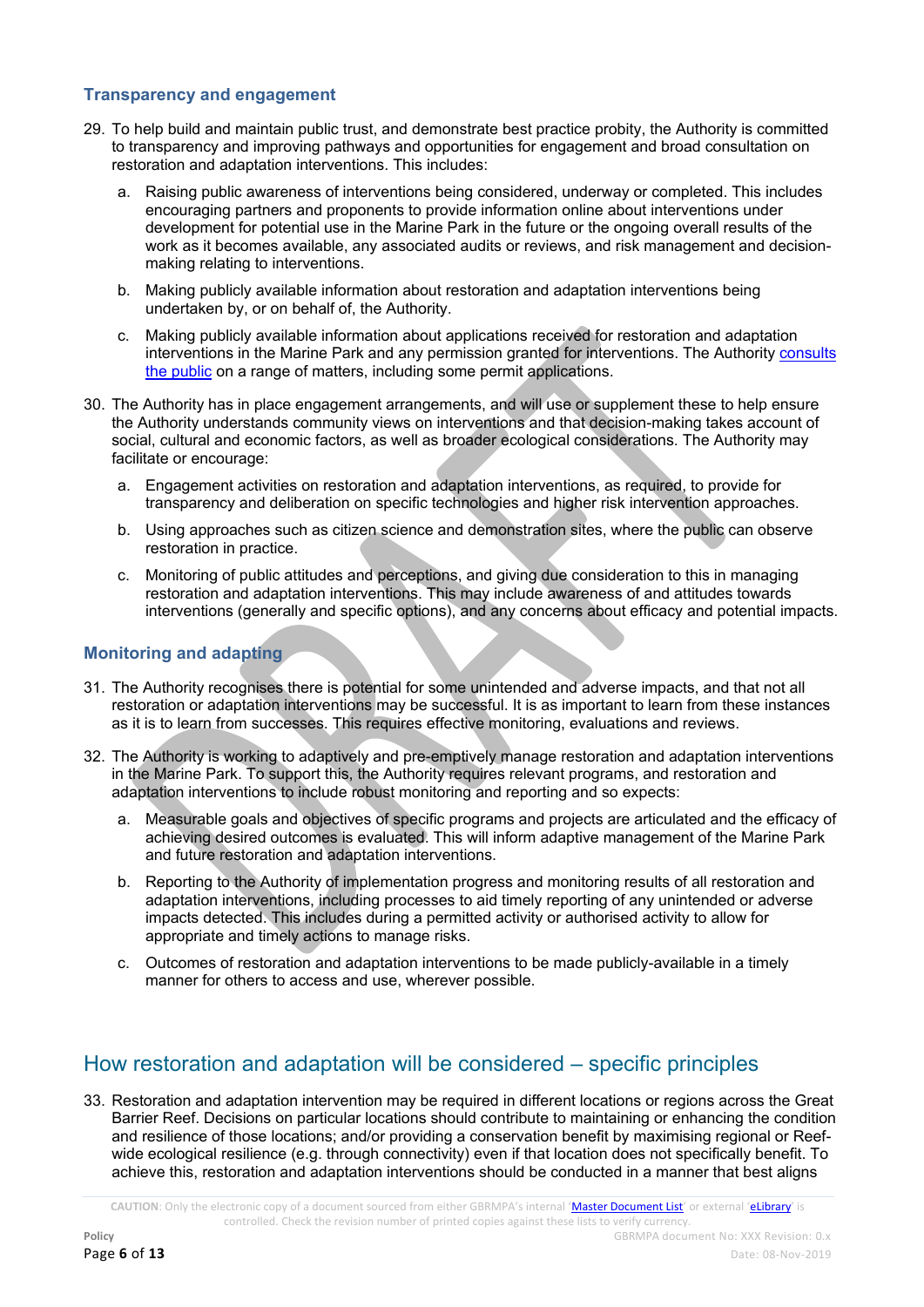### Transparency and engagement

29. To help build and maintain public trust, and demonstrate best practice probity, the Authority is committed to transparency and improving pathways and opportunities for engagement and broad consultation on restoration and adaptation interventions. This includes:

    a. Raising public awareness of interventions being considered, underway or completed. This includes encouraging partners and proponents to provide information online about interventions under development for potential use in the Marine Park in the future or the ongoing overall results of the work as it becomes available, any associated audits or reviews, and risk management and decision-making relating to interventions.

    b. Making publicly available information about restoration and adaptation interventions being undertaken by, or on behalf of, the Authority.

    c. Making publicly available information about applications received for restoration and adaptation interventions in the Marine Park and any permission granted for interventions. The Authority consults the public on a range of matters, including some permit applications.

30. The Authority has in place engagement arrangements, and will use or supplement these to help ensure the Authority understands community views on interventions and that decision-making takes account of social, cultural and economic factors, as well as broader ecological considerations. The Authority may facilitate or encourage:

    a. Engagement activities on restoration and adaptation interventions, as required, to provide for transparency and deliberation on specific technologies and higher risk intervention approaches.

    b. Using approaches such as citizen science and demonstration sites, where the public can observe restoration in practice.

    c. Monitoring of public attitudes and perceptions, and giving due consideration to this in managing restoration and adaptation interventions. This may include awareness of and attitudes towards interventions (generally and specific options), and any concerns about efficacy and potential impacts.

### Monitoring and adapting

31. The Authority recognises there is potential for some unintended and adverse impacts, and that not all restoration or adaptation interventions may be successful. It is as important to learn from these instances as it is to learn from successes. This requires effective monitoring, evaluations and reviews.

32. The Authority is working to adaptively and pre-emptively manage restoration and adaptation interventions in the Marine Park. To support this, the Authority requires relevant programs, and restoration and adaptation interventions to include robust monitoring and reporting and so expects:

    a. Measurable goals and objectives of specific programs and projects are articulated and the efficacy of achieving desired outcomes is evaluated. This will inform adaptive management of the Marine Park and future restoration and adaptation interventions.

    b. Reporting to the Authority of implementation progress and monitoring results of all restoration and adaptation interventions, including processes to aid timely reporting of any unintended or adverse impacts detected. This includes during a permitted activity or authorised activity to allow for appropriate and timely actions to manage risks.

    c. Outcomes of restoration and adaptation interventions to be made publicly-available in a timely manner for others to access and use, wherever possible.

## How restoration and adaptation will be considered – specific principles

33. Restoration and adaptation intervention may be required in different locations or regions across the Great Barrier Reef. Decisions on particular locations should contribute to maintaining or enhancing the condition and resilience of those locations; and/or providing a conservation benefit by maximising regional or Reef-wide ecological resilience (e.g. through connectivity) even if that location does not specifically benefit. To achieve this, restoration and adaptation interventions should be conducted in a manner that best aligns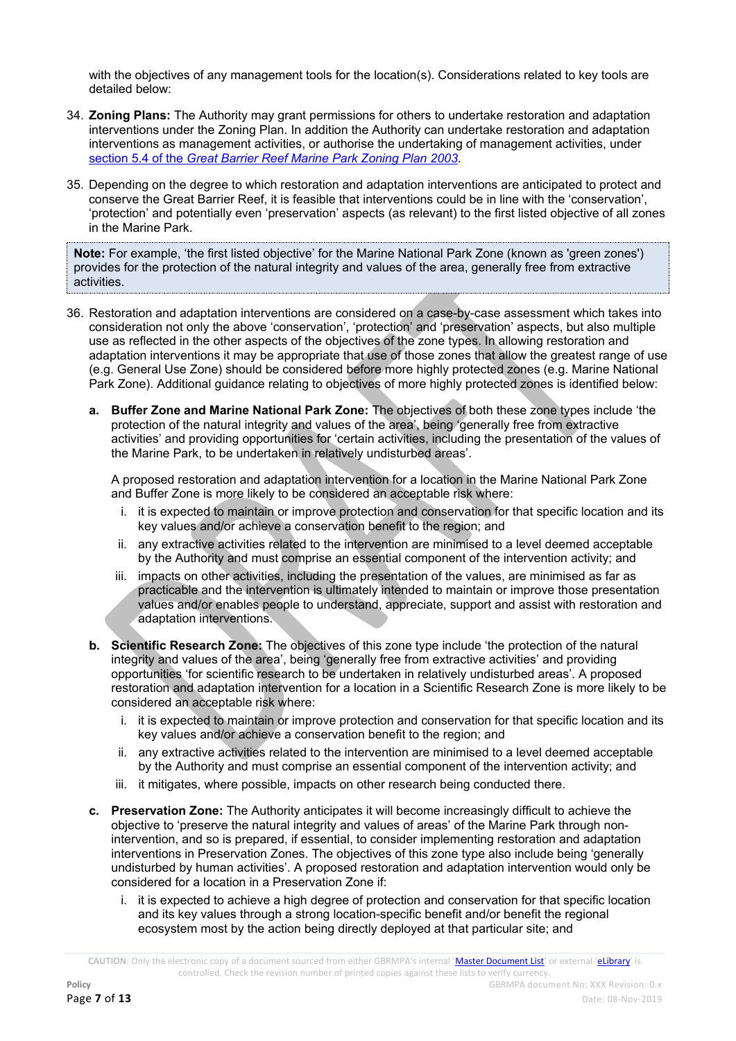with the objectives of any management tools for the location(s). Considerations related to key tools are detailed below:

34. **Zoning Plans:** The Authority may grant permissions for others to undertake restoration and adaptation interventions under the Zoning Plan. In addition the Authority can undertake restoration and adaptation interventions as management activities, or authorise the undertaking of management activities, under [section 5.4 of the *Great Barrier Reef Marine Park Zoning Plan 2003*](#).

35. Depending on the degree to which restoration and adaptation interventions are anticipated to protect and conserve the Great Barrier Reef, it is feasible that interventions could be in line with the 'conservation', 'protection' and potentially even 'preservation' aspects (as relevant) to the first listed objective of all zones in the Marine Park.

> **Note:** For example, 'the first listed objective' for the Marine National Park Zone (known as 'green zones') provides for the protection of the natural integrity and values of the area, generally free from extractive activities.

36. Restoration and adaptation interventions are considered on a case-by-case assessment which takes into consideration not only the above 'conservation', 'protection' and 'preservation' aspects, but also multiple use as reflected in the other aspects of the objectives of the zone types. In allowing restoration and adaptation interventions it may be appropriate that use of those zones that allow the greatest range of use (e.g. General Use Zone) should be considered before more highly protected zones (e.g. Marine National Park Zone). Additional guidance relating to objectives of more highly protected zones is identified below:

    a. **Buffer Zone and Marine National Park Zone:** The objectives of both these zone types include 'the protection of the natural integrity and values of the area', being 'generally free from extractive activities' and providing opportunities for 'certain activities, including the presentation of the values of the Marine Park, to be undertaken in relatively undisturbed areas'.

       A proposed restoration and adaptation intervention for a location in the Marine National Park Zone and Buffer Zone is more likely to be considered an acceptable risk where:

       i. it is expected to maintain or improve protection and conservation for that specific location and its key values and/or achieve a conservation benefit to the region; and
       ii. any extractive activities related to the intervention are minimised to a level deemed acceptable by the Authority and must comprise an essential component of the intervention activity; and
       iii. impacts on other activities, including the presentation of the values, are minimised as far as practicable and the intervention is ultimately intended to maintain or improve those presentation values and/or enables people to understand, appreciate, support and assist with restoration and adaptation interventions.

    b. **Scientific Research Zone:** The objectives of this zone type include 'the protection of the natural integrity and values of the area', being 'generally free from extractive activities' and providing opportunities 'for scientific research to be undertaken in relatively undisturbed areas'. A proposed restoration and adaptation intervention for a location in a Scientific Research Zone is more likely to be considered an acceptable risk where:

       i. it is expected to maintain or improve protection and conservation for that specific location and its key values and/or achieve a conservation benefit to the region; and
       ii. any extractive activities related to the intervention are minimised to a level deemed acceptable by the Authority and must comprise an essential component of the intervention activity; and
       iii. it mitigates, where possible, impacts on other research being conducted there.

    c. **Preservation Zone:** The Authority anticipates it will become increasingly difficult to achieve the objective to 'preserve the natural integrity and values of areas' of the Marine Park through non-intervention, and so is prepared, if essential, to consider implementing restoration and adaptation interventions in Preservation Zones. The objectives of this zone type also include being 'generally undisturbed by human activities'. A proposed restoration and adaptation intervention would only be considered for a location in a Preservation Zone if:

       i. it is expected to achieve a high degree of protection and conservation for that specific location and its key values through a strong location-specific benefit and/or benefit the regional ecosystem most by the action being directly deployed at that particular site; and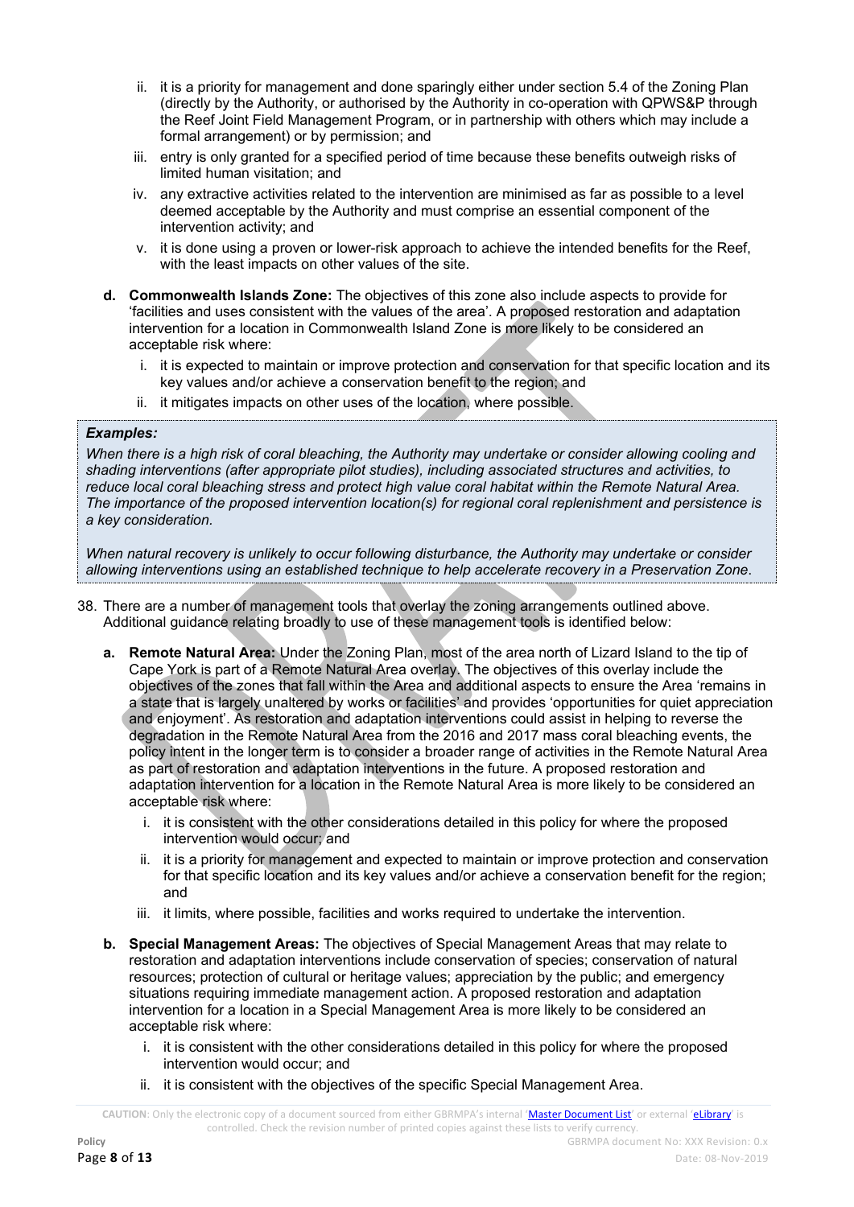ii. it is a priority for management and done sparingly either under section 5.4 of the Zoning Plan (directly by the Authority, or authorised by the Authority in co-operation with QPWS&P through the Reef Joint Field Management Program, or in partnership with others which may include a formal arrangement) or by permission; and

iii. entry is only granted for a specified period of time because these benefits outweigh risks of limited human visitation; and

iv. any extractive activities related to the intervention are minimised as far as possible to a level deemed acceptable by the Authority and must comprise an essential component of the intervention activity; and

v. it is done using a proven or lower-risk approach to achieve the intended benefits for the Reef, with the least impacts on other values of the site.

**d. Commonwealth Islands Zone:** The objectives of this zone also include aspects to provide for 'facilities and uses consistent with the values of the area'. A proposed restoration and adaptation intervention for a location in Commonwealth Island Zone is more likely to be considered an acceptable risk where:

i. it is expected to maintain or improve protection and conservation for that specific location and its key values and/or achieve a conservation benefit to the region; and

ii. it mitigates impacts on other uses of the location, where possible.

> ***Examples:***
>
> *When there is a high risk of coral bleaching, the Authority may undertake or consider allowing cooling and shading interventions (after appropriate pilot studies), including associated structures and activities, to reduce local coral bleaching stress and protect high value coral habitat within the Remote Natural Area. The importance of the proposed intervention location(s) for regional coral replenishment and persistence is a key consideration.*
>
> *When natural recovery is unlikely to occur following disturbance, the Authority may undertake or consider allowing interventions using an established technique to help accelerate recovery in a Preservation Zone.*

38. There are a number of management tools that overlay the zoning arrangements outlined above. Additional guidance relating broadly to use of these management tools is identified below:

**a. Remote Natural Area:** Under the Zoning Plan, most of the area north of Lizard Island to the tip of Cape York is part of a Remote Natural Area overlay. The objectives of this overlay include the objectives of the zones that fall within the Area and additional aspects to ensure the Area 'remains in a state that is largely unaltered by works or facilities' and provides 'opportunities for quiet appreciation and enjoyment'. As restoration and adaptation interventions could assist in helping to reverse the degradation in the Remote Natural Area from the 2016 and 2017 mass coral bleaching events, the policy intent in the longer term is to consider a broader range of activities in the Remote Natural Area as part of restoration and adaptation interventions in the future. A proposed restoration and adaptation intervention for a location in the Remote Natural Area is more likely to be considered an acceptable risk where:

i. it is consistent with the other considerations detailed in this policy for where the proposed intervention would occur; and

ii. it is a priority for management and expected to maintain or improve protection and conservation for that specific location and its key values and/or achieve a conservation benefit for the region; and

iii. it limits, where possible, facilities and works required to undertake the intervention.

**b. Special Management Areas:** The objectives of Special Management Areas that may relate to restoration and adaptation interventions include conservation of species; conservation of natural resources; protection of cultural or heritage values; appreciation by the public; and emergency situations requiring immediate management action. A proposed restoration and adaptation intervention for a location in a Special Management Area is more likely to be considered an acceptable risk where:

i. it is consistent with the other considerations detailed in this policy for where the proposed intervention would occur; and

ii. it is consistent with the objectives of the specific Special Management Area.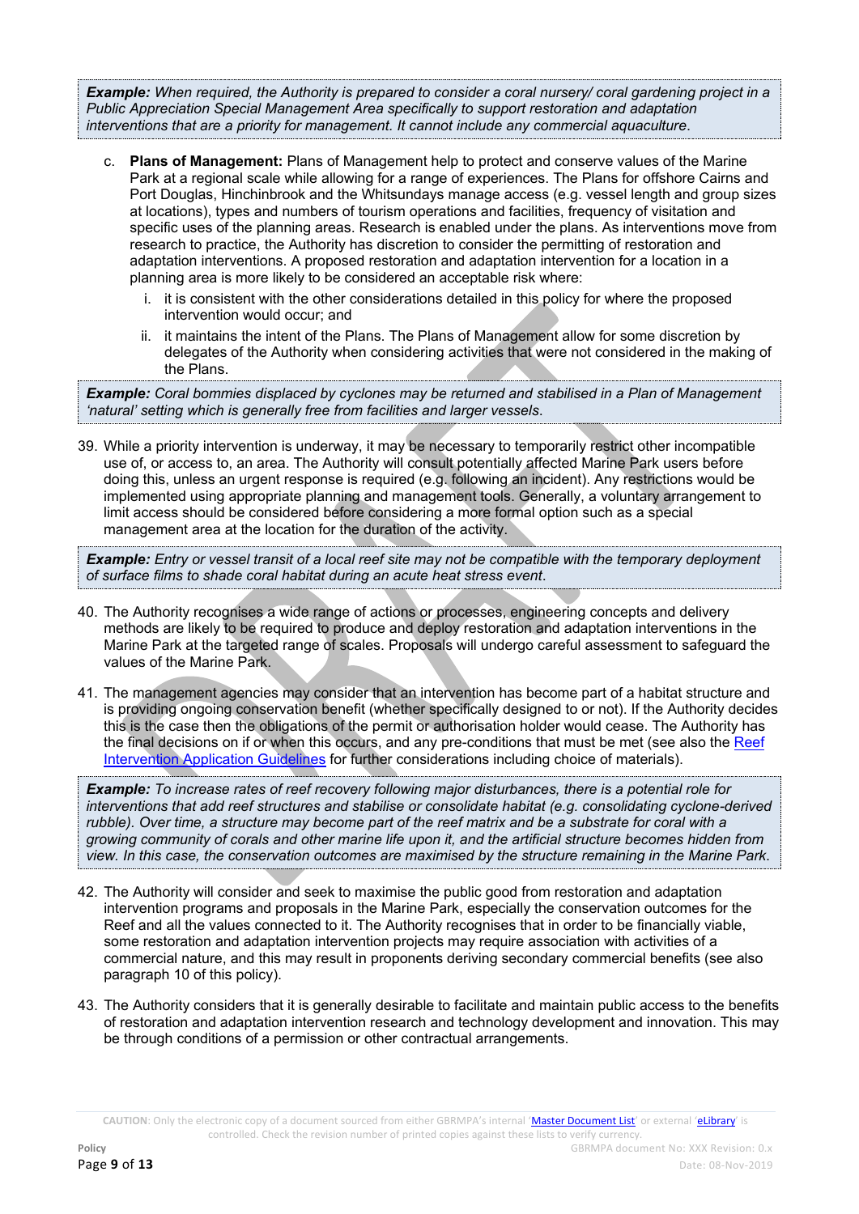***Example:*** *When required, the Authority is prepared to consider a coral nursery/ coral gardening project in a Public Appreciation Special Management Area specifically to support restoration and adaptation interventions that are a priority for management. It cannot include any commercial aquaculture*.

c. **Plans of Management:** Plans of Management help to protect and conserve values of the Marine Park at a regional scale while allowing for a range of experiences. The Plans for offshore Cairns and Port Douglas, Hinchinbrook and the Whitsundays manage access (e.g. vessel length and group sizes at locations), types and numbers of tourism operations and facilities, frequency of visitation and specific uses of the planning areas. Research is enabled under the plans. As interventions move from research to practice, the Authority has discretion to consider the permitting of restoration and adaptation interventions. A proposed restoration and adaptation intervention for a location in a planning area is more likely to be considered an acceptable risk where:
   i. it is consistent with the other considerations detailed in this policy for where the proposed intervention would occur; and
   ii. it maintains the intent of the Plans. The Plans of Management allow for some discretion by delegates of the Authority when considering activities that were not considered in the making of the Plans.

***Example:*** *Coral bommies displaced by cyclones may be returned and stabilised in a Plan of Management 'natural' setting which is generally free from facilities and larger vessels*.

39. While a priority intervention is underway, it may be necessary to temporarily restrict other incompatible use of, or access to, an area. The Authority will consult potentially affected Marine Park users before doing this, unless an urgent response is required (e.g. following an incident). Any restrictions would be implemented using appropriate planning and management tools. Generally, a voluntary arrangement to limit access should be considered before considering a more formal option such as a special management area at the location for the duration of the activity.

***Example:*** *Entry or vessel transit of a local reef site may not be compatible with the temporary deployment of surface films to shade coral habitat during an acute heat stress event*.

40. The Authority recognises a wide range of actions or processes, engineering concepts and delivery methods are likely to be required to produce and deploy restoration and adaptation interventions in the Marine Park at the targeted range of scales. Proposals will undergo careful assessment to safeguard the values of the Marine Park.

41. The management agencies may consider that an intervention has become part of a habitat structure and is providing ongoing conservation benefit (whether specifically designed to or not). If the Authority decides this is the case then the obligations of the permit or authorisation holder would cease. The Authority has the final decisions on if or when this occurs, and any pre-conditions that must be met (see also the Reef Intervention Application Guidelines for further considerations including choice of materials).

***Example:*** *To increase rates of reef recovery following major disturbances, there is a potential role for interventions that add reef structures and stabilise or consolidate habitat (e.g. consolidating cyclone-derived rubble). Over time, a structure may become part of the reef matrix and be a substrate for coral with a growing community of corals and other marine life upon it, and the artificial structure becomes hidden from view. In this case, the conservation outcomes are maximised by the structure remaining in the Marine Park*.

42. The Authority will consider and seek to maximise the public good from restoration and adaptation intervention programs and proposals in the Marine Park, especially the conservation outcomes for the Reef and all the values connected to it. The Authority recognises that in order to be financially viable, some restoration and adaptation intervention projects may require association with activities of a commercial nature, and this may result in proponents deriving secondary commercial benefits (see also paragraph 10 of this policy).

43. The Authority considers that it is generally desirable to facilitate and maintain public access to the benefits of restoration and adaptation intervention research and technology development and innovation. This may be through conditions of a permission or other contractual arrangements.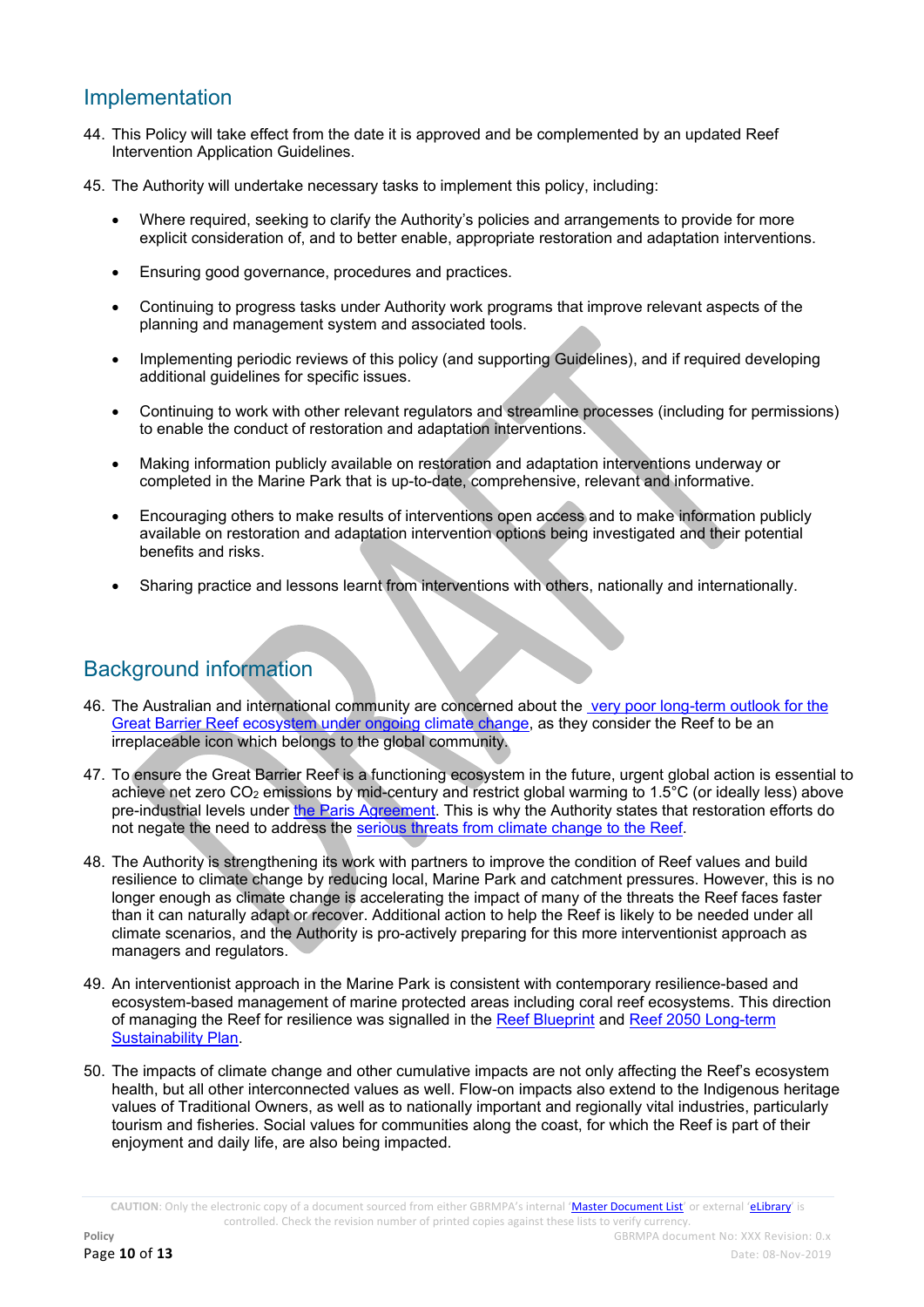## Implementation

44. This Policy will take effect from the date it is approved and be complemented by an updated Reef Intervention Application Guidelines.

45. The Authority will undertake necessary tasks to implement this policy, including:

    - Where required, seeking to clarify the Authority's policies and arrangements to provide for more explicit consideration of, and to better enable, appropriate restoration and adaptation interventions.
    - Ensuring good governance, procedures and practices.
    - Continuing to progress tasks under Authority work programs that improve relevant aspects of the planning and management system and associated tools.
    - Implementing periodic reviews of this policy (and supporting Guidelines), and if required developing additional guidelines for specific issues.
    - Continuing to work with other relevant regulators and streamline processes (including for permissions) to enable the conduct of restoration and adaptation interventions.
    - Making information publicly available on restoration and adaptation interventions underway or completed in the Marine Park that is up-to-date, comprehensive, relevant and informative.
    - Encouraging others to make results of interventions open access and to make information publicly available on restoration and adaptation intervention options being investigated and their potential benefits and risks.
    - Sharing practice and lessons learnt from interventions with others, nationally and internationally.

## Background information

46. The Australian and international community are concerned about the very poor long-term outlook for the Great Barrier Reef ecosystem under ongoing climate change, as they consider the Reef to be an irreplaceable icon which belongs to the global community.

47. To ensure the Great Barrier Reef is a functioning ecosystem in the future, urgent global action is essential to achieve net zero $CO_2$ emissions by mid-century and restrict global warming to 1.5°C (or ideally less) above pre-industrial levels under the Paris Agreement. This is why the Authority states that restoration efforts do not negate the need to address the serious threats from climate change to the Reef.

48. The Authority is strengthening its work with partners to improve the condition of Reef values and build resilience to climate change by reducing local, Marine Park and catchment pressures. However, this is no longer enough as climate change is accelerating the impact of many of the threats the Reef faces faster than it can naturally adapt or recover. Additional action to help the Reef is likely to be needed under all climate scenarios, and the Authority is pro-actively preparing for this more interventionist approach as managers and regulators.

49. An interventionist approach in the Marine Park is consistent with contemporary resilience-based and ecosystem-based management of marine protected areas including coral reef ecosystems. This direction of managing the Reef for resilience was signalled in the Reef Blueprint and Reef 2050 Long-term Sustainability Plan.

50. The impacts of climate change and other cumulative impacts are not only affecting the Reef's ecosystem health, but all other interconnected values as well. Flow-on impacts also extend to the Indigenous heritage values of Traditional Owners, as well as to nationally important and regionally vital industries, particularly tourism and fisheries. Social values for communities along the coast, for which the Reef is part of their enjoyment and daily life, are also being impacted.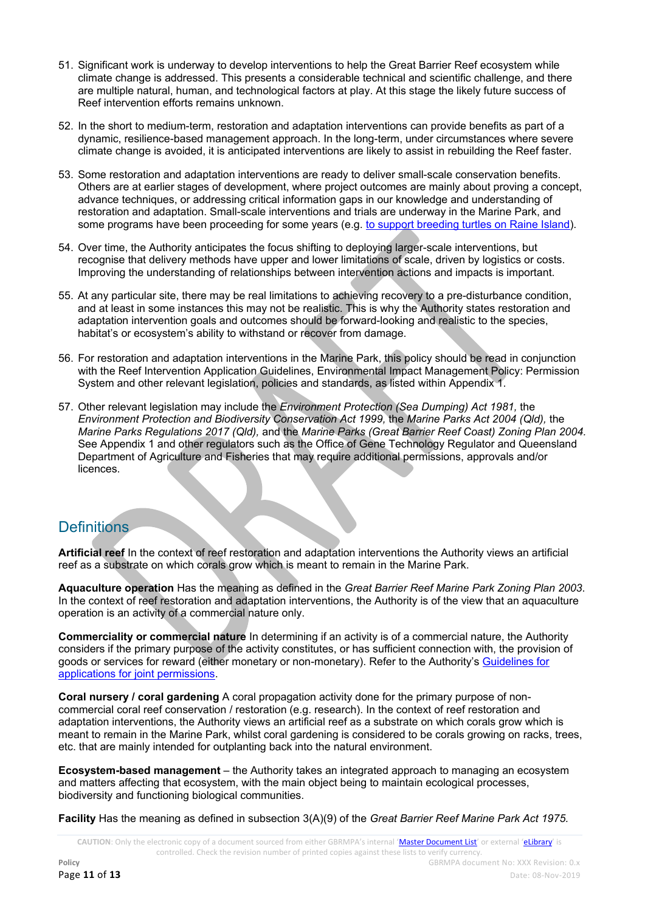51. Significant work is underway to develop interventions to help the Great Barrier Reef ecosystem while climate change is addressed. This presents a considerable technical and scientific challenge, and there are multiple natural, human, and technological factors at play. At this stage the likely future success of Reef intervention efforts remains unknown.

52. In the short to medium-term, restoration and adaptation interventions can provide benefits as part of a dynamic, resilience-based management approach. In the long-term, under circumstances where severe climate change is avoided, it is anticipated interventions are likely to assist in rebuilding the Reef faster.

53. Some restoration and adaptation interventions are ready to deliver small-scale conservation benefits. Others are at earlier stages of development, where project outcomes are mainly about proving a concept, advance techniques, or addressing critical information gaps in our knowledge and understanding of restoration and adaptation. Small-scale interventions and trials are underway in the Marine Park, and some programs have been proceeding for some years (e.g. [to support breeding turtles on Raine Island](#)).

54. Over time, the Authority anticipates the focus shifting to deploying larger-scale interventions, but recognise that delivery methods have upper and lower limitations of scale, driven by logistics or costs. Improving the understanding of relationships between intervention actions and impacts is important.

55. At any particular site, there may be real limitations to achieving recovery to a pre-disturbance condition, and at least in some instances this may not be realistic. This is why the Authority states restoration and adaptation intervention goals and outcomes should be forward-looking and realistic to the species, habitat's or ecosystem's ability to withstand or recover from damage.

56. For restoration and adaptation interventions in the Marine Park, this policy should be read in conjunction with the Reef Intervention Application Guidelines, Environmental Impact Management Policy: Permission System and other relevant legislation, policies and standards, as listed within Appendix 1.

57. Other relevant legislation may include the *Environment Protection (Sea Dumping) Act 1981,* the *Environment Protection and Biodiversity Conservation Act 1999,* the *Marine Parks Act 2004 (Qld),* the *Marine Parks Regulations 2017 (Qld),* and the *Marine Parks (Great Barrier Reef Coast) Zoning Plan 2004.* See Appendix 1 and other regulators such as the Office of Gene Technology Regulator and Queensland Department of Agriculture and Fisheries that may require additional permissions, approvals and/or licences.

## Definitions

**Artificial reef** In the context of reef restoration and adaptation interventions the Authority views an artificial reef as a substrate on which corals grow which is meant to remain in the Marine Park.

**Aquaculture operation** Has the meaning as defined in the *Great Barrier Reef Marine Park Zoning Plan 2003*. In the context of reef restoration and adaptation interventions, the Authority is of the view that an aquaculture operation is an activity of a commercial nature only.

**Commerciality or commercial nature** In determining if an activity is of a commercial nature, the Authority considers if the primary purpose of the activity constitutes, or has sufficient connection with, the provision of goods or services for reward (either monetary or non-monetary). Refer to the Authority's [Guidelines for applications for joint permissions](#).

**Coral nursery / coral gardening** A coral propagation activity done for the primary purpose of non-commercial coral reef conservation / restoration (e.g. research). In the context of reef restoration and adaptation interventions, the Authority views an artificial reef as a substrate on which corals grow which is meant to remain in the Marine Park, whilst coral gardening is considered to be corals growing on racks, trees, etc. that are mainly intended for outplanting back into the natural environment.

**Ecosystem-based management** – the Authority takes an integrated approach to managing an ecosystem and matters affecting that ecosystem, with the main object being to maintain ecological processes, biodiversity and functioning biological communities.

**Facility** Has the meaning as defined in subsection 3(A)(9) of the *Great Barrier Reef Marine Park Act 1975.*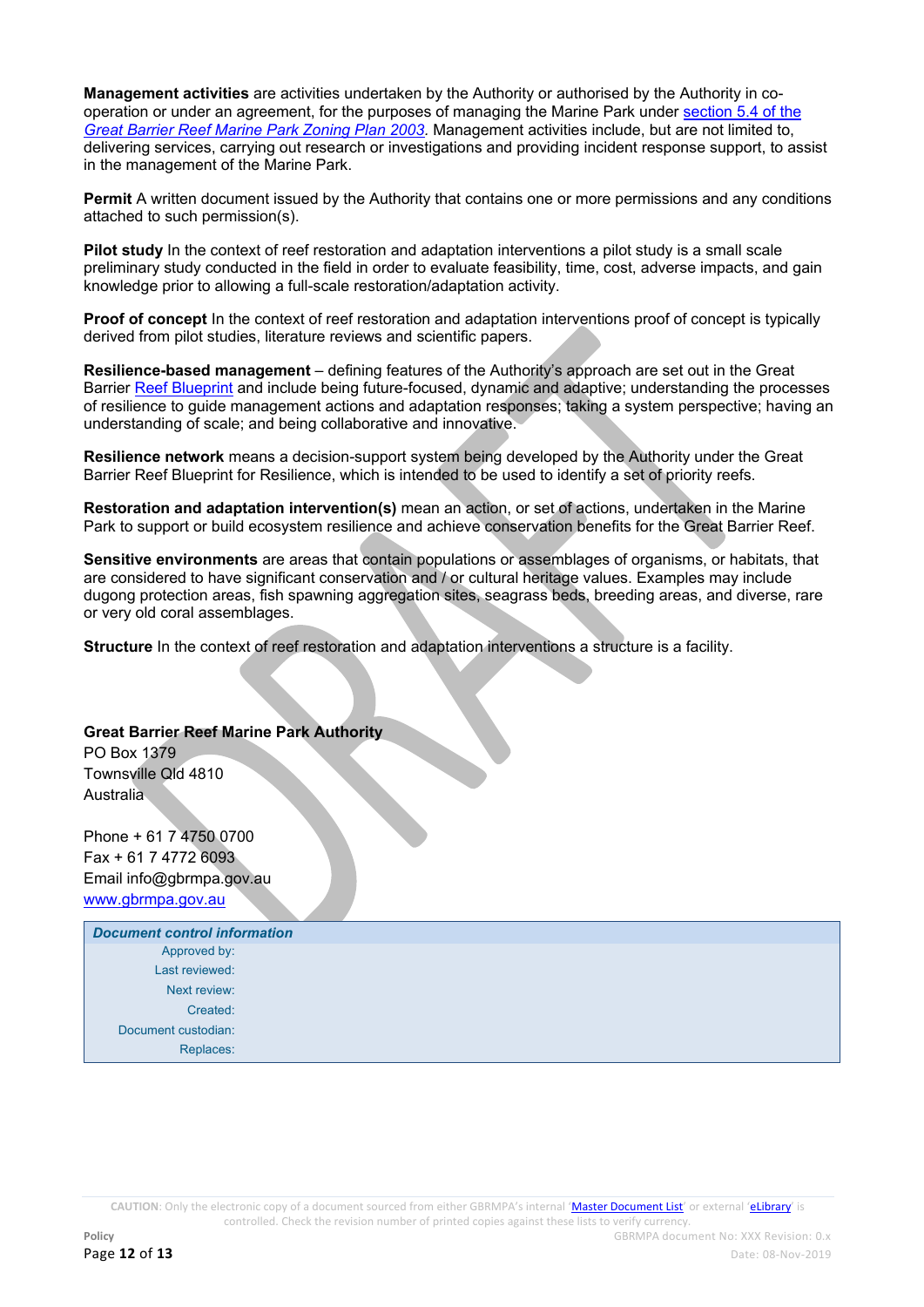**Management activities** are activities undertaken by the Authority or authorised by the Authority in co-operation or under an agreement, for the purposes of managing the Marine Park under [section 5.4 of the *Great Barrier Reef Marine Park Zoning Plan 2003*](). Management activities include, but are not limited to, delivering services, carrying out research or investigations and providing incident response support, to assist in the management of the Marine Park.

**Permit** A written document issued by the Authority that contains one or more permissions and any conditions attached to such permission(s).

**Pilot study** In the context of reef restoration and adaptation interventions a pilot study is a small scale preliminary study conducted in the field in order to evaluate feasibility, time, cost, adverse impacts, and gain knowledge prior to allowing a full-scale restoration/adaptation activity.

**Proof of concept** In the context of reef restoration and adaptation interventions proof of concept is typically derived from pilot studies, literature reviews and scientific papers.

**Resilience-based management** – defining features of the Authority's approach are set out in the Great Barrier [Reef Blueprint]() and include being future-focused, dynamic and adaptive; understanding the processes of resilience to guide management actions and adaptation responses; taking a system perspective; having an understanding of scale; and being collaborative and innovative.

**Resilience network** means a decision-support system being developed by the Authority under the Great Barrier Reef Blueprint for Resilience, which is intended to be used to identify a set of priority reefs.

**Restoration and adaptation intervention(s)** mean an action, or set of actions, undertaken in the Marine Park to support or build ecosystem resilience and achieve conservation benefits for the Great Barrier Reef.

**Sensitive environments** are areas that contain populations or assemblages of organisms, or habitats, that are considered to have significant conservation and / or cultural heritage values. Examples may include dugong protection areas, fish spawning aggregation sites, seagrass beds, breeding areas, and diverse, rare or very old coral assemblages.

**Structure** In the context of reef restoration and adaptation interventions a structure is a facility.

**Great Barrier Reef Marine Park Authority**
PO Box 1379
Townsville Qld 4810
Australia

Phone + 61 7 4750 0700
Fax + 61 7 4772 6093
Email info@gbrmpa.gov.au
[www.gbrmpa.gov.au]()

| ***Document control information*** | |
|---|---|
| Approved by: | |
| Last reviewed: | |
| Next review: | |
| Created: | |
| Document custodian: | |
| Replaces: | |

**CAUTION**: Only the electronic copy of a document sourced from either GBRMPA's internal '[Master Document List]()' or external '[eLibrary]()' is controlled. Check the revision number of printed copies against these lists to verify currency.

GBRMPA document No: XXX Revision: 0.x
Date: 08-Nov-2019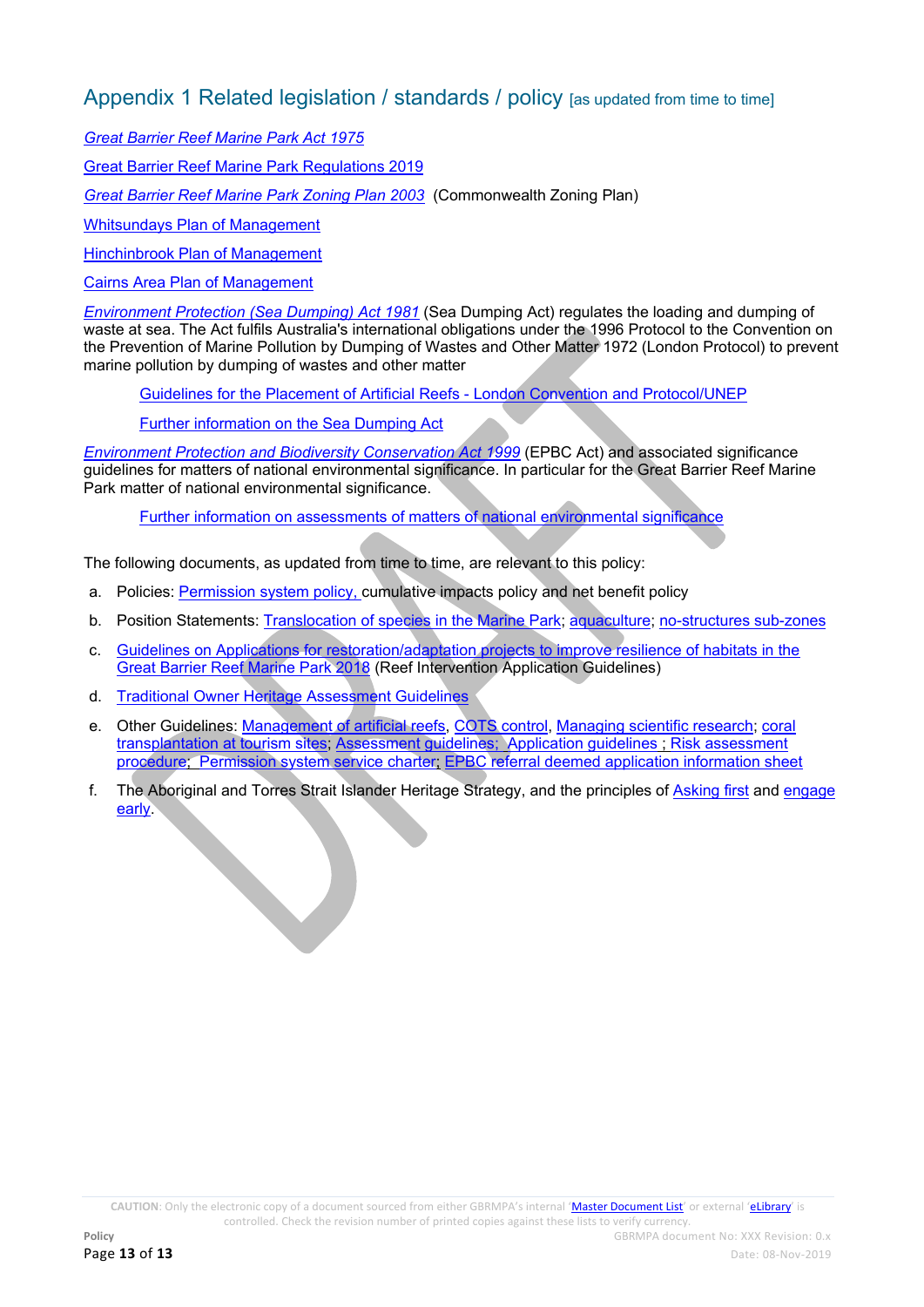## Appendix 1 Related legislation / standards / policy [as updated from time to time]

*Great Barrier Reef Marine Park Act 1975*

Great Barrier Reef Marine Park Regulations 2019

*Great Barrier Reef Marine Park Zoning Plan 2003* (Commonwealth Zoning Plan)

Whitsundays Plan of Management

Hinchinbrook Plan of Management

Cairns Area Plan of Management

*Environment Protection (Sea Dumping) Act 1981* (Sea Dumping Act) regulates the loading and dumping of waste at sea. The Act fulfils Australia's international obligations under the 1996 Protocol to the Convention on the Prevention of Marine Pollution by Dumping of Wastes and Other Matter 1972 (London Protocol) to prevent marine pollution by dumping of wastes and other matter

> Guidelines for the Placement of Artificial Reefs - London Convention and Protocol/UNEP
>
> Further information on the Sea Dumping Act

*Environment Protection and Biodiversity Conservation Act 1999* (EPBC Act) and associated significance guidelines for matters of national environmental significance. In particular for the Great Barrier Reef Marine Park matter of national environmental significance.

> Further information on assessments of matters of national environmental significance

The following documents, as updated from time to time, are relevant to this policy:

a. Policies: Permission system policy, cumulative impacts policy and net benefit policy

b. Position Statements: Translocation of species in the Marine Park; aquaculture; no-structures sub-zones

c. Guidelines on Applications for restoration/adaptation projects to improve resilience of habitats in the Great Barrier Reef Marine Park 2018 (Reef Intervention Application Guidelines)

d. Traditional Owner Heritage Assessment Guidelines

e. Other Guidelines: Management of artificial reefs, COTS control, Managing scientific research; coral transplantation at tourism sites; Assessment guidelines; Application guidelines ; Risk assessment procedure; Permission system service charter; EPBC referral deemed application information sheet

f. The Aboriginal and Torres Strait Islander Heritage Strategy, and the principles of Asking first and engage early.

**CAUTION**: Only the electronic copy of a document sourced from either GBRMPA's internal 'Master Document List' or external 'eLibrary' is controlled. Check the revision number of printed copies against these lists to verify currency.

Policy

GBRMPA document No: XXX Revision: 0.x

Date: 08-Nov-2019